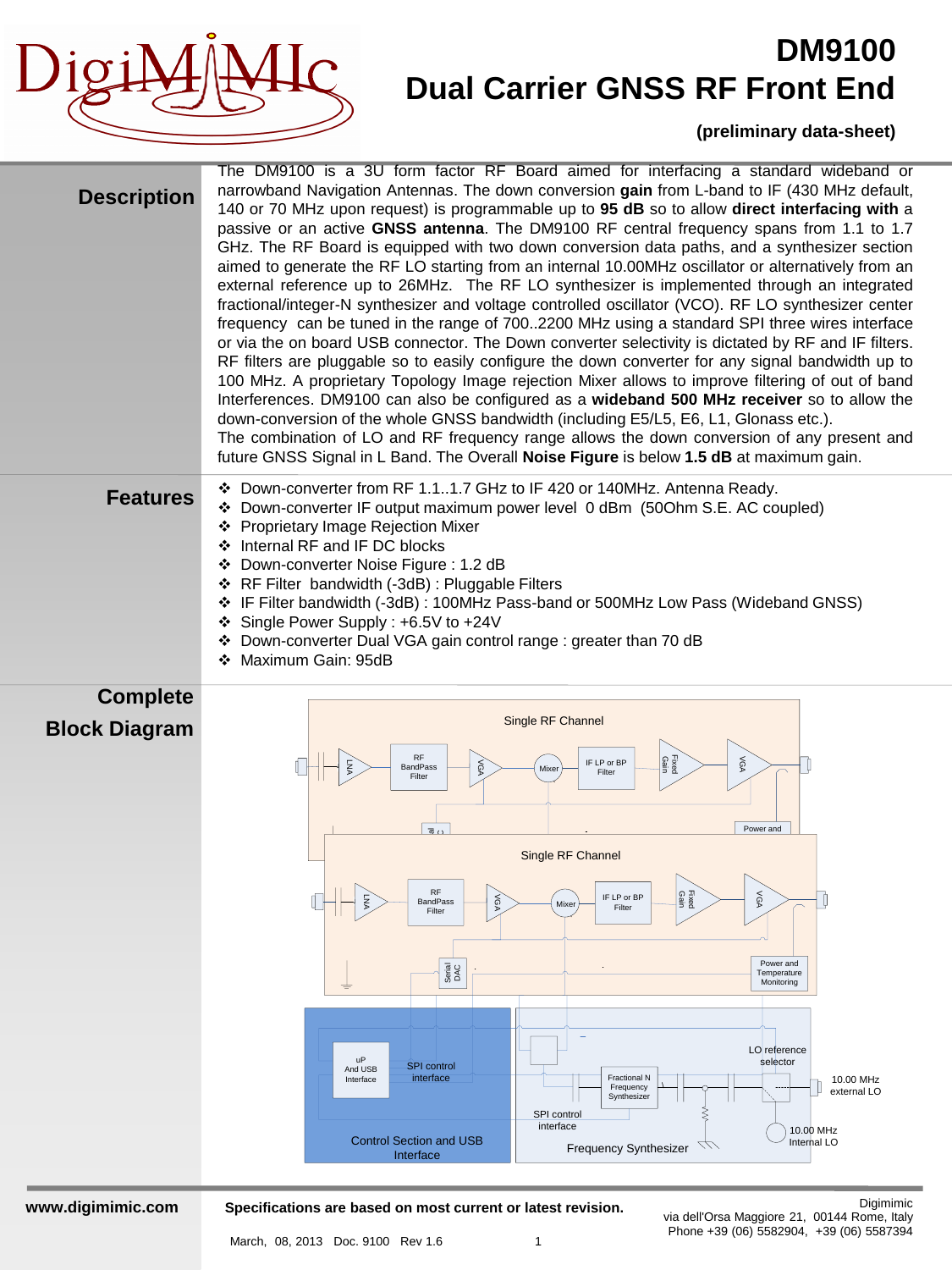# DM9100
# Dual Carrier GNSS RF Front End

**(preliminary data-sheet)**

## Description

The DM9100 is a 3U form factor RF Board aimed for interfacing a standard wideband or narrowband Navigation Antennas. The down conversion **gain** from L-band to IF (430 MHz default, 140 or 70 MHz upon request) is programmable up to **95 dB** so to allow **direct interfacing with** a passive or an active **GNSS antenna**. The DM9100 RF central frequency spans from 1.1 to 1.7 GHz. The RF Board is equipped with two down conversion data paths, and a synthesizer section aimed to generate the RF LO starting from an internal 10.00MHz oscillator or alternatively from an external reference up to 26MHz. The RF LO synthesizer is implemented through an integrated fractional/integer-N synthesizer and voltage controlled oscillator (VCO). RF LO synthesizer center frequency can be tuned in the range of 700..2200 MHz using a standard SPI three wires interface or via the on board USB connector. The Down converter selectivity is dictated by RF and IF filters. RF filters are pluggable so to easily configure the down converter for any signal bandwidth up to 100 MHz. A proprietary Topology Image rejection Mixer allows to improve filtering of out of band Interferences. DM9100 can also be configured as a **wideband 500 MHz receiver** so to allow the down-conversion of the whole GNSS bandwidth (including E5/L5, E6, L1, Glonass etc.).
The combination of LO and RF frequency range allows the down conversion of any present and future GNSS Signal in L Band. The Overall **Noise Figure** is below **1.5 dB** at maximum gain.

## Features

- Down-converter from RF 1.1..1.7 GHz to IF 420 or 140MHz. Antenna Ready.
- Down-converter IF output maximum power level 0 dBm (50Ohm S.E. AC coupled)
- Proprietary Image Rejection Mixer
- Internal RF and IF DC blocks
- Down-converter Noise Figure : 1.2 dB
- RF Filter bandwidth (-3dB) : Pluggable Filters
- IF Filter bandwidth (-3dB) : 100MHz Pass-band or 500MHz Low Pass (Wideband GNSS)
- Single Power Supply : +6.5V to +24V
- Down-converter Dual VGA gain control range : greater than 70 dB
- Maximum Gain: 95dB

## Complete Block Diagram

Single RF Channel: LNA → RF BandPass Filter → VGA → Mixer → IF LP or BP Filter → Fixed Gain → VGA; Serial DAC; Power and Temperature Monitoring

Control Section and USB Interface: uP And USB Interface; SPI control interface

Frequency Synthesizer: Fractional N Frequency Synthesizer; SPI control interface; LO reference selector; 10.00 MHz external LO; 10.00 MHz Internal LO

**www.digimimic.com**

**Specifications are based on most current or latest revision.**

March, 08, 2013 Doc. 9100 Rev 1.6

Digimimic
via dell'Orsa Maggiore 21, 00144 Rome, Italy
Phone +39 (06) 5582904, +39 (06) 5587394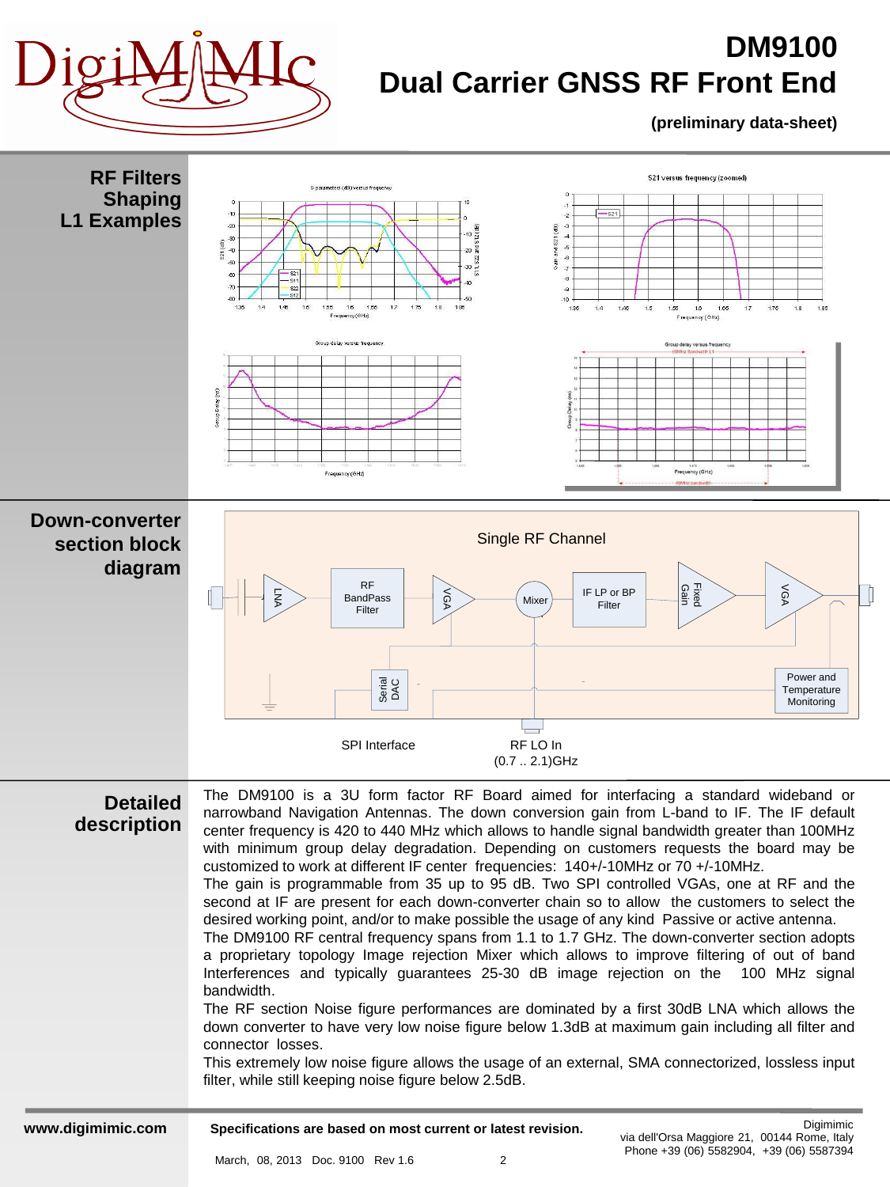# DM9100 Dual Carrier GNSS RF Front End

**(preliminary data-sheet)**

## RF Filters Shaping L1 Examples

## Down-converter section block diagram

Single RF Channel

LNA → RF BandPass Filter → VGA → Mixer → IF LP or BP Filter → Fixed Gain → VGA

Serial DAC

Power and Temperature Monitoring

SPI Interface

RF LO In (0.7 .. 2.1)GHz

## Detailed description

The DM9100 is a 3U form factor RF Board aimed for interfacing a standard wideband or narrowband Navigation Antennas. The down conversion gain from L-band to IF. The IF default center frequency is 420 to 440 MHz which allows to handle signal bandwidth greater than 100MHz with minimum group delay degradation. Depending on customers requests the board may be customized to work at different IF center frequencies: 140+/-10MHz or 70 +/-10MHz.

The gain is programmable from 35 up to 95 dB. Two SPI controlled VGAs, one at RF and the second at IF are present for each down-converter chain so to allow the customers to select the desired working point, and/or to make possible the usage of any kind Passive or active antenna.

The DM9100 RF central frequency spans from 1.1 to 1.7 GHz. The down-converter section adopts a proprietary topology Image rejection Mixer which allows to improve filtering of out of band Interferences and typically guarantees 25-30 dB image rejection on the 100 MHz signal bandwidth.

The RF section Noise figure performances are dominated by a first 30dB LNA which allows the down converter to have very low noise figure below 1.3dB at maximum gain including all filter and connector losses.

This extremely low noise figure allows the usage of an external, SMA connectorized, lossless input filter, while still keeping noise figure below 2.5dB.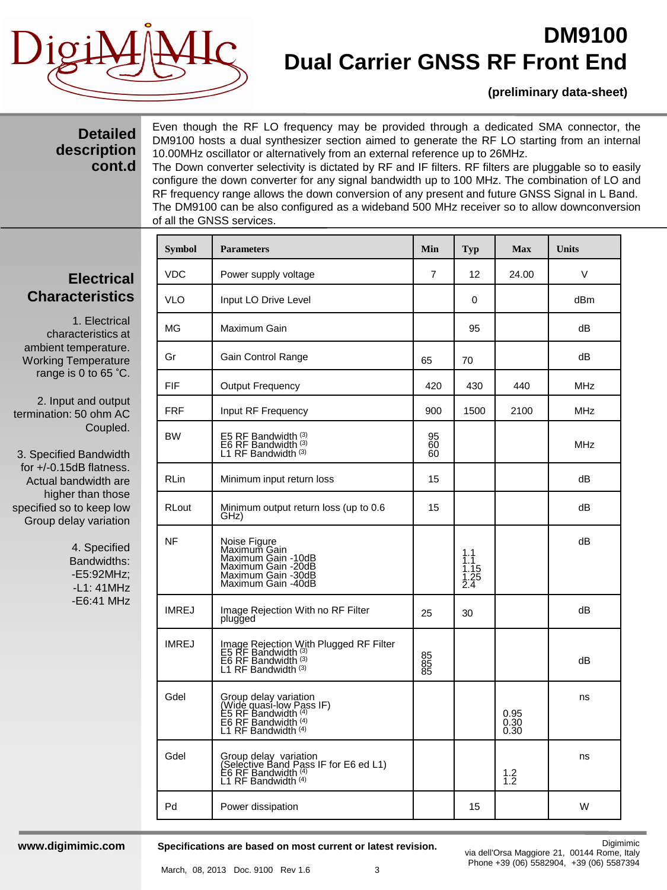## Detailed description cont.d

Even though the RF LO frequency may be provided through a dedicated SMA connector, the DM9100 hosts a dual synthesizer section aimed to generate the RF LO starting from an internal 10.00MHz oscillator or alternatively from an external reference up to 26MHz.
The Down converter selectivity is dictated by RF and IF filters. RF filters are pluggable so to easily configure the down converter for any signal bandwidth up to 100 MHz. The combination of LO and RF frequency range allows the down conversion of any present and future GNSS Signal in L Band.
The DM9100 can be also configured as a wideband 500 MHz receiver so to allow downconversion of all the GNSS services.

## Electrical Characteristics

1. Electrical characteristics at ambient temperature. Working Temperature range is 0 to 65 °C.

2. Input and output termination: 50 ohm AC Coupled.

3. Specified Bandwidth for +/-0.15dB flatness. Actual bandwidth are higher than those specified so to keep low Group delay variation

4. Specified Bandwidths:
-E5:92MHz;
-L1: 41MHz
-E6:41 MHz

| Symbol | Parameters | Min | Typ | Max | Units |
|---|---|---|---|---|---|
| VDC | Power supply voltage | 7 | 12 | 24.00 | V |
| VLO | Input LO Drive Level | | 0 | | dBm |
| MG | Maximum Gain | | 95 | | dB |
| Gr | Gain Control Range | 65 | 70 | | dB |
| FIF | Output Frequency | 420 | 430 | 440 | MHz |
| FRF | Input RF Frequency | 900 | 1500 | 2100 | MHz |
| BW | E5 RF Bandwidth (3)<br>E6 RF Bandwidth (3)<br>L1 RF Bandwidth (3) | 95<br>60<br>60 | | | MHz |
| RLin | Minimum input return loss | 15 | | | dB |
| RLout | Minimum output return loss (up to 0.6 GHz) | 15 | | | dB |
| NF | Noise Figure<br>Maximum Gain<br>Maximum Gain -10dB<br>Maximum Gain -20dB<br>Maximum Gain -30dB<br>Maximum Gain -40dB | | 1.1<br>1.1<br>1.15<br>1.25<br>2.4 | | dB |
| IMREJ | Image Rejection With no RF Filter plugged | 25 | 30 | | dB |
| IMREJ | Image Rejection With Plugged RF Filter<br>E5 RF Bandwidth (3)<br>E6 RF Bandwidth (3)<br>L1 RF Bandwidth (3) | 85<br>85<br>85 | | | dB |
| Gdel | Group delay variation<br>(Wide quasi-low Pass IF)<br>E5 RF Bandwidth (4)<br>E6 RF Bandwidth (4)<br>L1 RF Bandwidth (4) | | | 0.95<br>0.30<br>0.30 | ns |
| Gdel | Group delay variation<br>(Selective Band Pass IF for E6 ed L1)<br>E6 RF Bandwidth (4)<br>L1 RF Bandwidth (4) | | | 1.2<br>1.2 | ns |
| Pd | Power dissipation | | 15 | | W |

Specifications are based on most current or latest revision.

March, 08, 2013 Doc. 9100 Rev 1.6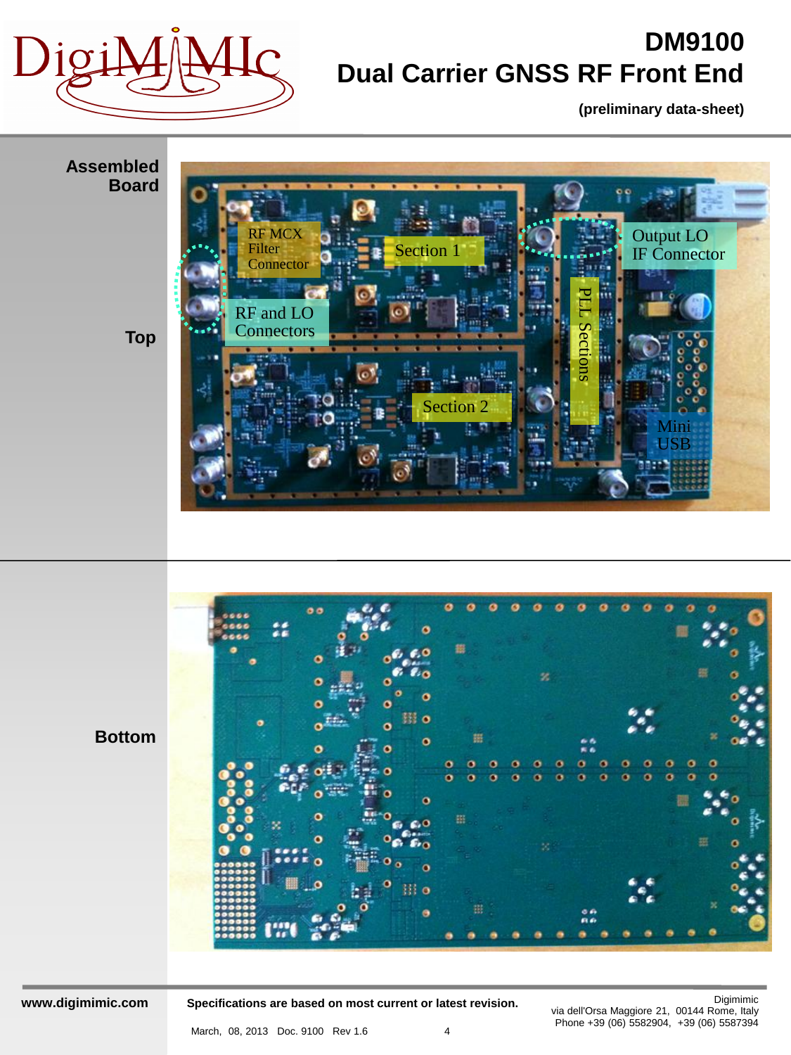# DM9100
## Dual Carrier GNSS RF Front End

**(preliminary data-sheet)**

**Assembled Board**

**Top**

RF MCX Filter Connector

Section 1

Output LO IF Connector

RF and LO Connectors

PLL Sections

Section 2

Mini USB

**Bottom**

**www.digimimic.com**

**Specifications are based on most current or latest revision.**

Digimimic
via dell'Orsa Maggiore 21, 00144 Rome, Italy
Phone +39 (06) 5582904, +39 (06) 5587394

March, 08, 2013 Doc. 9100 Rev 1.6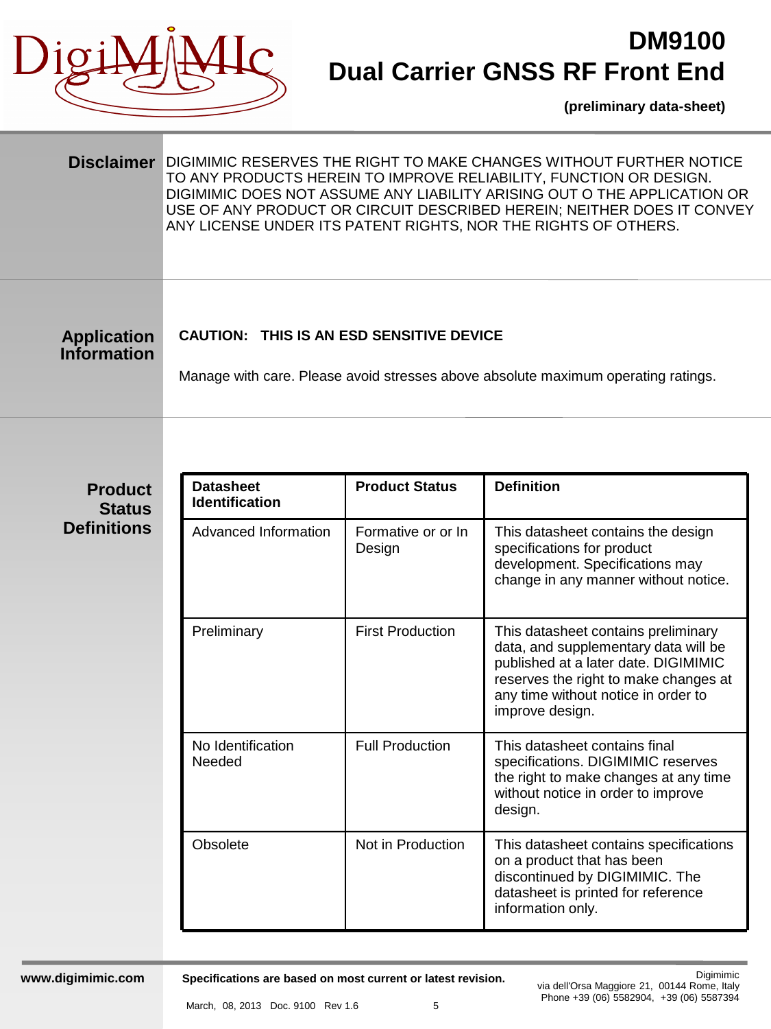# DM9100 Dual Carrier GNSS RF Front End

**(preliminary data-sheet)**

**Disclaimer**

DIGIMIMIC RESERVES THE RIGHT TO MAKE CHANGES WITHOUT FURTHER NOTICE TO ANY PRODUCTS HEREIN TO IMPROVE RELIABILITY, FUNCTION OR DESIGN. DIGIMIMIC DOES NOT ASSUME ANY LIABILITY ARISING OUT O THE APPLICATION OR USE OF ANY PRODUCT OR CIRCUIT DESCRIBED HEREIN; NEITHER DOES IT CONVEY ANY LICENSE UNDER ITS PATENT RIGHTS, NOR THE RIGHTS OF OTHERS.

**Application Information**

**CAUTION: THIS IS AN ESD SENSITIVE DEVICE**

Manage with care. Please avoid stresses above absolute maximum operating ratings.

**Product Status Definitions**

| Datasheet Identification | Product Status | Definition |
|---|---|---|
| Advanced Information | Formative or or In Design | This datasheet contains the design specifications for product development. Specifications may change in any manner without notice. |
| Preliminary | First Production | This datasheet contains preliminary data, and supplementary data will be published at a later date. DIGIMIMIC reserves the right to make changes at any time without notice in order to improve design. |
| No Identification Needed | Full Production | This datasheet contains final specifications. DIGIMIMIC reserves the right to make changes at any time without notice in order to improve design. |
| Obsolete | Not in Production | This datasheet contains specifications on a product that has been discontinued by DIGIMIMIC. The datasheet is printed for reference information only. |

**Specifications are based on most current or latest revision.**

www.digimimic.com

Digimimic
via dell'Orsa Maggiore 21, 00144 Rome, Italy
Phone +39 (06) 5582904, +39 (06) 5587394

March, 08, 2013 Doc. 9100 Rev 1.6